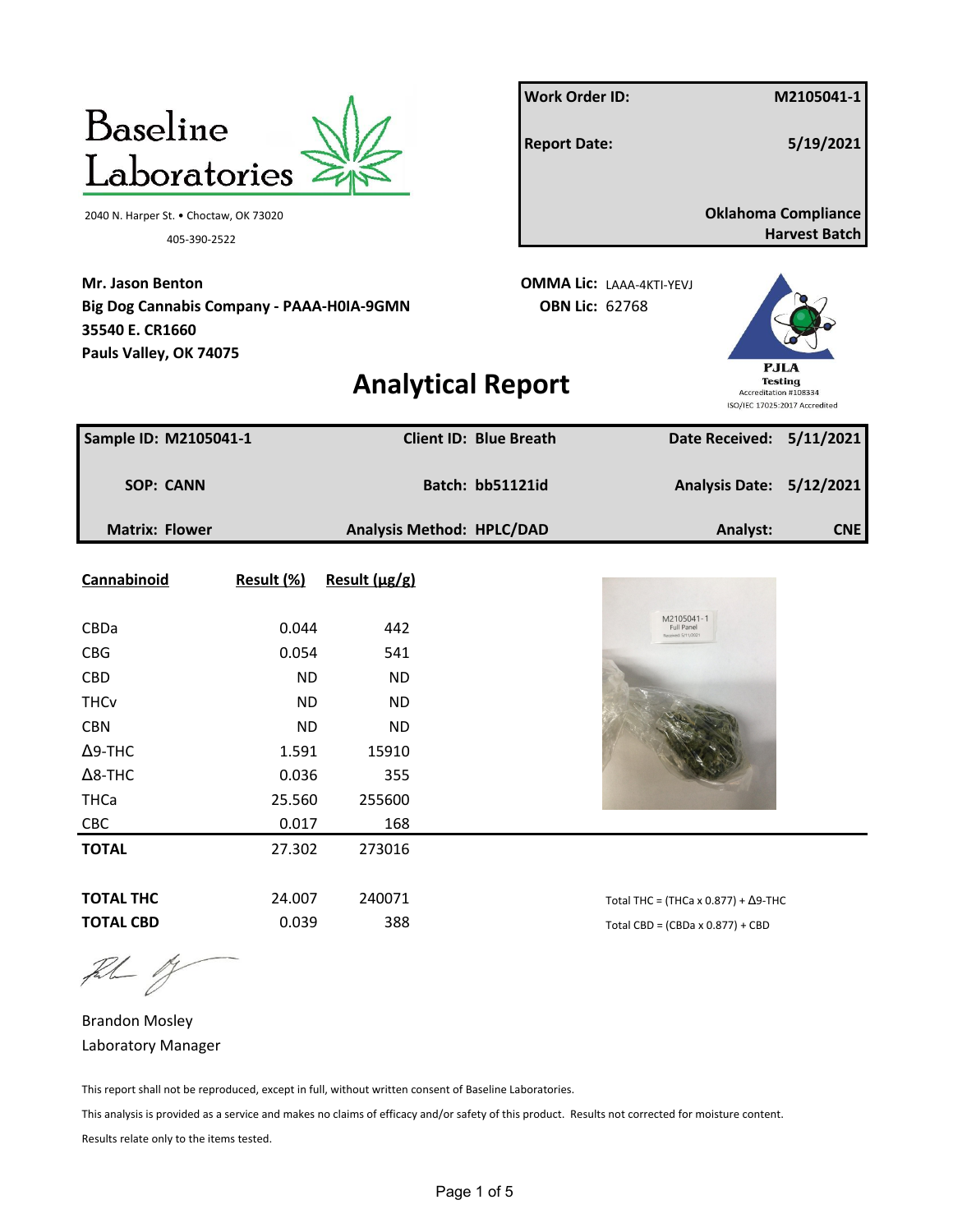# Baseline Laboratories

2040 N. Harper St. • Choctaw, OK 73020

405-390-2522

| | |
|---|---|
| **Work Order ID:** | **M2105041-1** |
| **Report Date:** | **5/19/2021** |
| | **Oklahoma Compliance Harvest Batch** |

**Mr. Jason Benton**
**Big Dog Cannabis Company - PAAA-H0IA-9GMN**
**35540 E. CR1660**
**Pauls Valley, OK 74075**

**OMMA Lic:** LAAA-4KTI-YEVJ
**OBN Lic:** 62768

PJLA Testing Accreditation #108334 ISO/IEC 17025:2017 Accredited

# Analytical Report

| | | |
|---|---|---|
| **Sample ID: M2105041-1** | **Client ID: Blue Breath** | **Date Received: 5/11/2021** |
| **SOP: CANN** | **Batch: bb51121id** | **Analysis Date: 5/12/2021** |
| **Matrix: Flower** | **Analysis Method: HPLC/DAD** | **Analyst: CNE** |

| Cannabinoid | Result (%) | Result (µg/g) |
|---|---|---|
| CBDa | 0.044 | 442 |
| CBG | 0.054 | 541 |
| CBD | ND | ND |
| THCv | ND | ND |
| CBN | ND | ND |
| Δ9-THC | 1.591 | 15910 |
| Δ8-THC | 0.036 | 355 |
| THCa | 25.560 | 255600 |
| CBC | 0.017 | 168 |
| **TOTAL** | 27.302 | 273016 |
| | | |
| **TOTAL THC** | 24.007 | 240071 |
| **TOTAL CBD** | 0.039 | 388 |

Total THC = (THCa x 0.877) + Δ9-THC

Total CBD = (CBDa x 0.877) + CBD

M2105041-1
Full Panel
Received 5/11/2021

Brandon Mosley
Laboratory Manager

This report shall not be reproduced, except in full, without written consent of Baseline Laboratories.

This analysis is provided as a service and makes no claims of efficacy and/or safety of this product. Results not corrected for moisture content.

Results relate only to the items tested.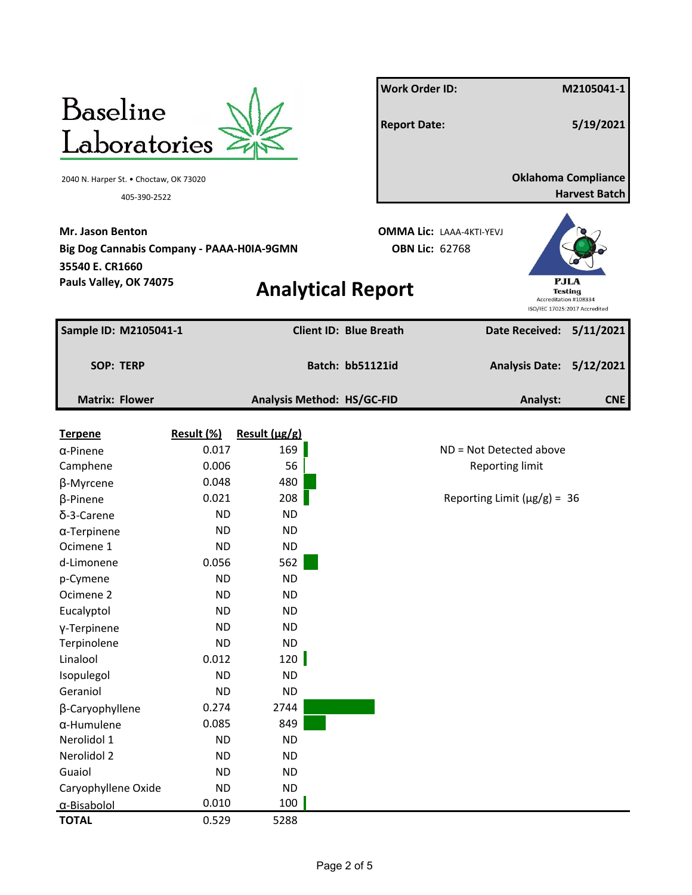# Baseline Laboratories

2040 N. Harper St. • Choctaw, OK 73020

405-390-2522

| | |
|---|---|
| **Work Order ID:** | **M2105041-1** |
| **Report Date:** | **5/19/2021** |
| | **Oklahoma Compliance Harvest Batch** |

**Mr. Jason Benton**
**Big Dog Cannabis Company - PAAA-H0IA-9GMN**
**35540 E. CR1660**
**Pauls Valley, OK 74075**

**OMMA Lic:** LAAA-4KTI-YEVJ
**OBN Lic:** 62768

PJLA Testing
Accreditation #108334
ISO/IEC 17025:2017 Accredited

## Analytical Report

| | | |
|---|---|---|
| **Sample ID: M2105041-1** | **Client ID: Blue Breath** | **Date Received: 5/11/2021** |
| **SOP: TERP** | **Batch: bb51121id** | **Analysis Date: 5/12/2021** |
| **Matrix: Flower** | **Analysis Method: HS/GC-FID** | **Analyst: CNE** |

| Terpene | Result (%) | Result (µg/g) |
|---|---|---|
| α-Pinene | 0.017 | 169 |
| Camphene | 0.006 | 56 |
| β-Myrcene | 0.048 | 480 |
| β-Pinene | 0.021 | 208 |
| δ-3-Carene | ND | ND |
| α-Terpinene | ND | ND |
| Ocimene 1 | ND | ND |
| d-Limonene | 0.056 | 562 |
| p-Cymene | ND | ND |
| Ocimene 2 | ND | ND |
| Eucalyptol | ND | ND |
| γ-Terpinene | ND | ND |
| Terpinolene | ND | ND |
| Linalool | 0.012 | 120 |
| Isopulegol | ND | ND |
| Geraniol | ND | ND |
| β-Caryophyllene | 0.274 | 2744 |
| α-Humulene | 0.085 | 849 |
| Nerolidol 1 | ND | ND |
| Nerolidol 2 | ND | ND |
| Guaiol | ND | ND |
| Caryophyllene Oxide | ND | ND |
| α-Bisabolol | 0.010 | 100 |
| **TOTAL** | 0.529 | 5288 |

ND = Not Detected above Reporting limit

Reporting Limit (µg/g) = 36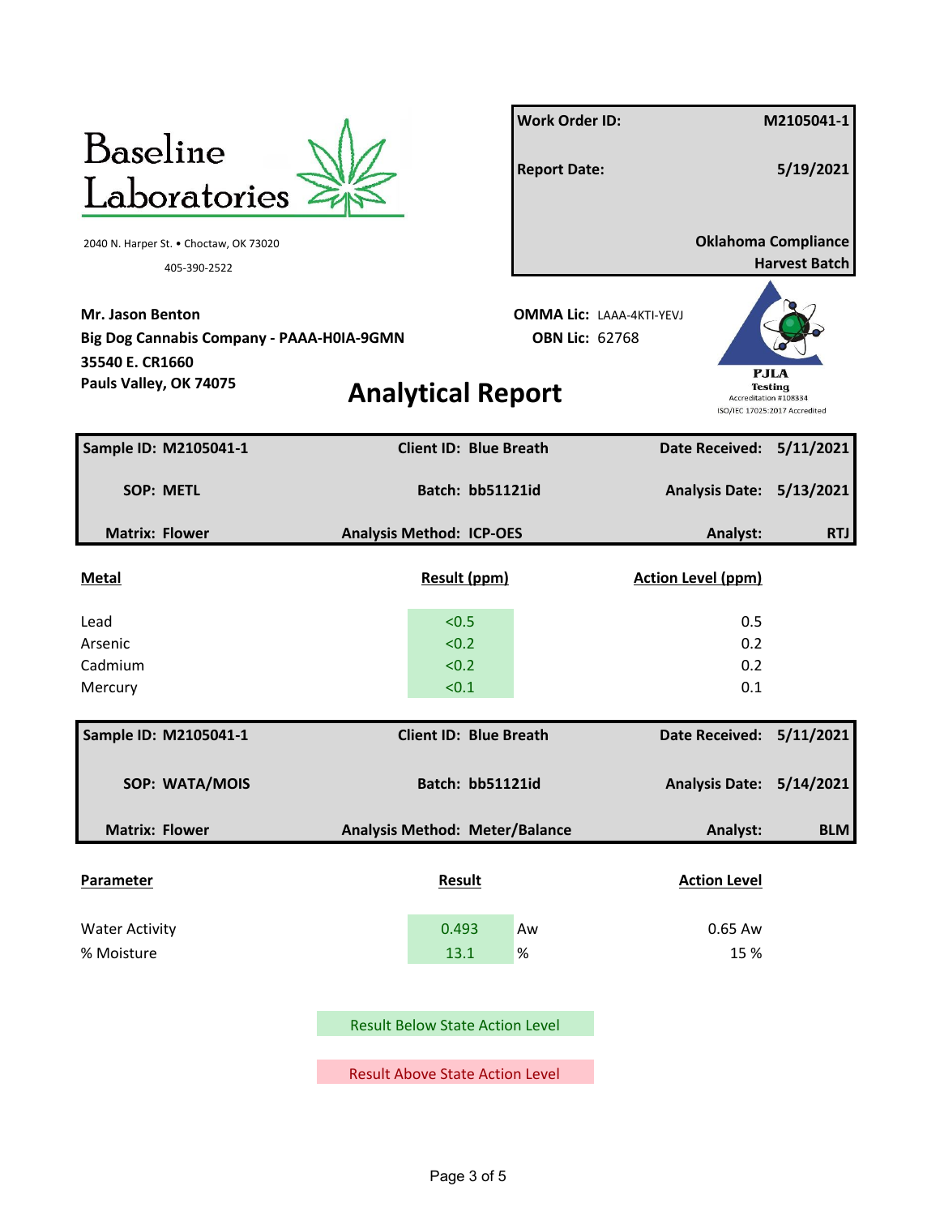# Baseline Laboratories

2040 N. Harper St. • Choctaw, OK 73020

405-390-2522

| Work Order ID: | M2105041-1 |
|---|---|
| Report Date: | 5/19/2021 |
| | Oklahoma Compliance Harvest Batch |

**Mr. Jason Benton**
**Big Dog Cannabis Company - PAAA-H0IA-9GMN**
**35540 E. CR1660**
**Pauls Valley, OK 74075**

**OMMA Lic:** LAAA-4KTI-YEVJ
**OBN Lic:** 62768

PJLA Testing
Accreditation #108334
ISO/IEC 17025:2017 Accredited

## Analytical Report

| Sample ID: M2105041-1 | Client ID: Blue Breath | Date Received: 5/11/2021 |
|---|---|---|
| SOP: METL | Batch: bb51121id | Analysis Date: 5/13/2021 |
| Matrix: Flower | Analysis Method: ICP-OES | Analyst: RTJ |

| Metal | Result (ppm) | Action Level (ppm) |
|---|---|---|
| Lead | <0.5 | 0.5 |
| Arsenic | <0.2 | 0.2 |
| Cadmium | <0.2 | 0.2 |
| Mercury | <0.1 | 0.1 |

| Sample ID: M2105041-1 | Client ID: Blue Breath | Date Received: 5/11/2021 |
|---|---|---|
| SOP: WATA/MOIS | Batch: bb51121id | Analysis Date: 5/14/2021 |
| Matrix: Flower | Analysis Method: Meter/Balance | Analyst: BLM |

| Parameter | Result | | Action Level |
|---|---|---|---|
| Water Activity | 0.493 | Aw | 0.65 Aw |
| % Moisture | 13.1 | % | 15 % |

Result Below State Action Level

Result Above State Action Level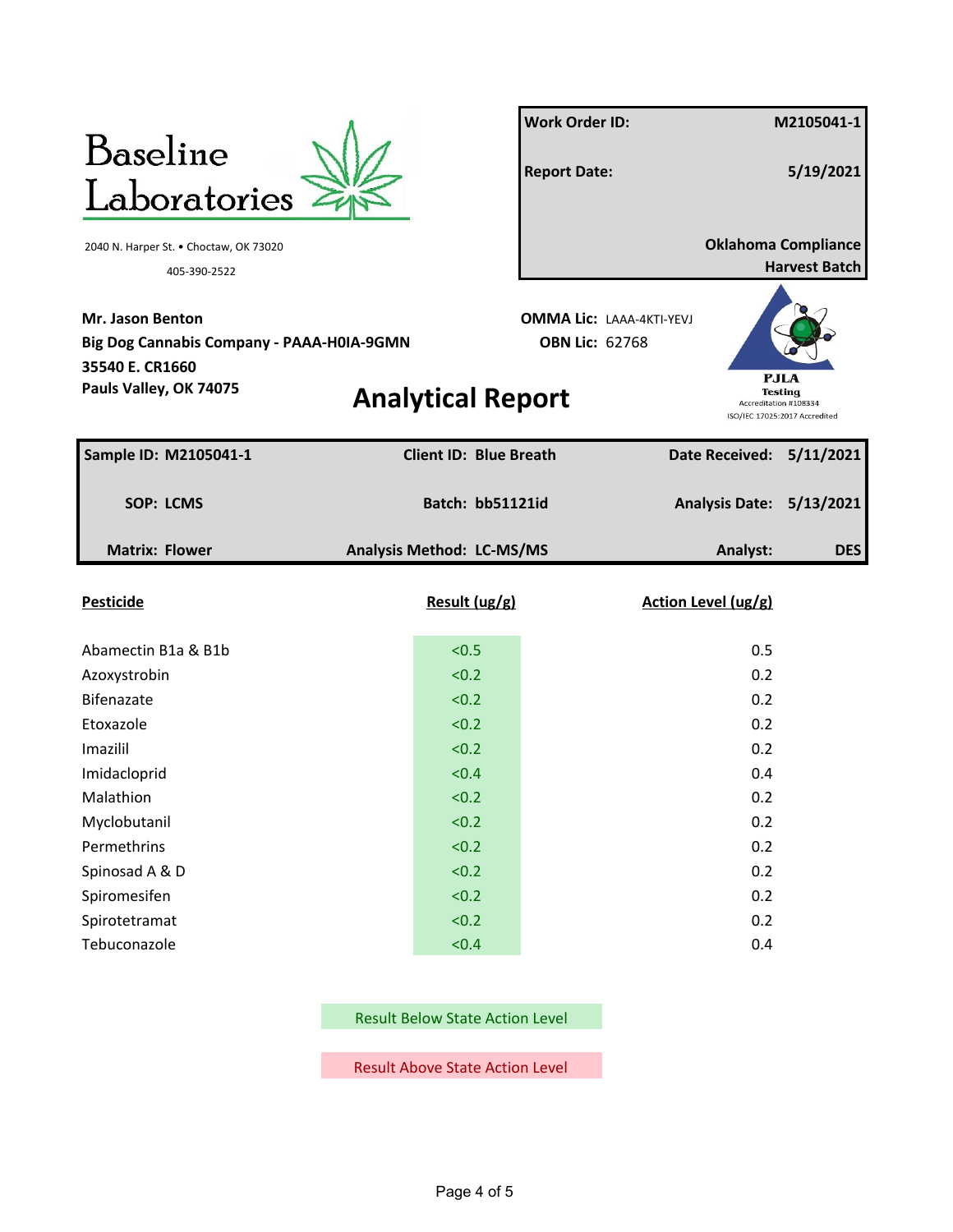# Baseline Laboratories

2040 N. Harper St. • Choctaw, OK 73020

405-390-2522

| | |
|---|---|
| **Work Order ID:** | **M2105041-1** |
| **Report Date:** | **5/19/2021** |
| | **Oklahoma Compliance Harvest Batch** |

**Mr. Jason Benton**
**Big Dog Cannabis Company - PAAA-H0IA-9GMN**
**35540 E. CR1660**
**Pauls Valley, OK 74075**

**OMMA Lic:** LAAA-4KTI-YEVJ
**OBN Lic:** 62768

PJLA Testing
Accreditation #108334
ISO/IEC 17025:2017 Accredited

## Analytical Report

| | | |
|---|---|---|
| **Sample ID: M2105041-1** | **Client ID: Blue Breath** | **Date Received: 5/11/2021** |
| **SOP: LCMS** | **Batch: bb51121id** | **Analysis Date: 5/13/2021** |
| **Matrix: Flower** | **Analysis Method: LC-MS/MS** | **Analyst: DES** |

| Pesticide | Result (ug/g) | Action Level (ug/g) |
|---|---|---|
| Abamectin B1a & B1b | <0.5 | 0.5 |
| Azoxystrobin | <0.2 | 0.2 |
| Bifenazate | <0.2 | 0.2 |
| Etoxazole | <0.2 | 0.2 |
| Imazilil | <0.2 | 0.2 |
| Imidacloprid | <0.4 | 0.4 |
| Malathion | <0.2 | 0.2 |
| Myclobutanil | <0.2 | 0.2 |
| Permethrins | <0.2 | 0.2 |
| Spinosad A & D | <0.2 | 0.2 |
| Spiromesifen | <0.2 | 0.2 |
| Spirotetramat | <0.2 | 0.2 |
| Tebuconazole | <0.4 | 0.4 |

Result Below State Action Level

Result Above State Action Level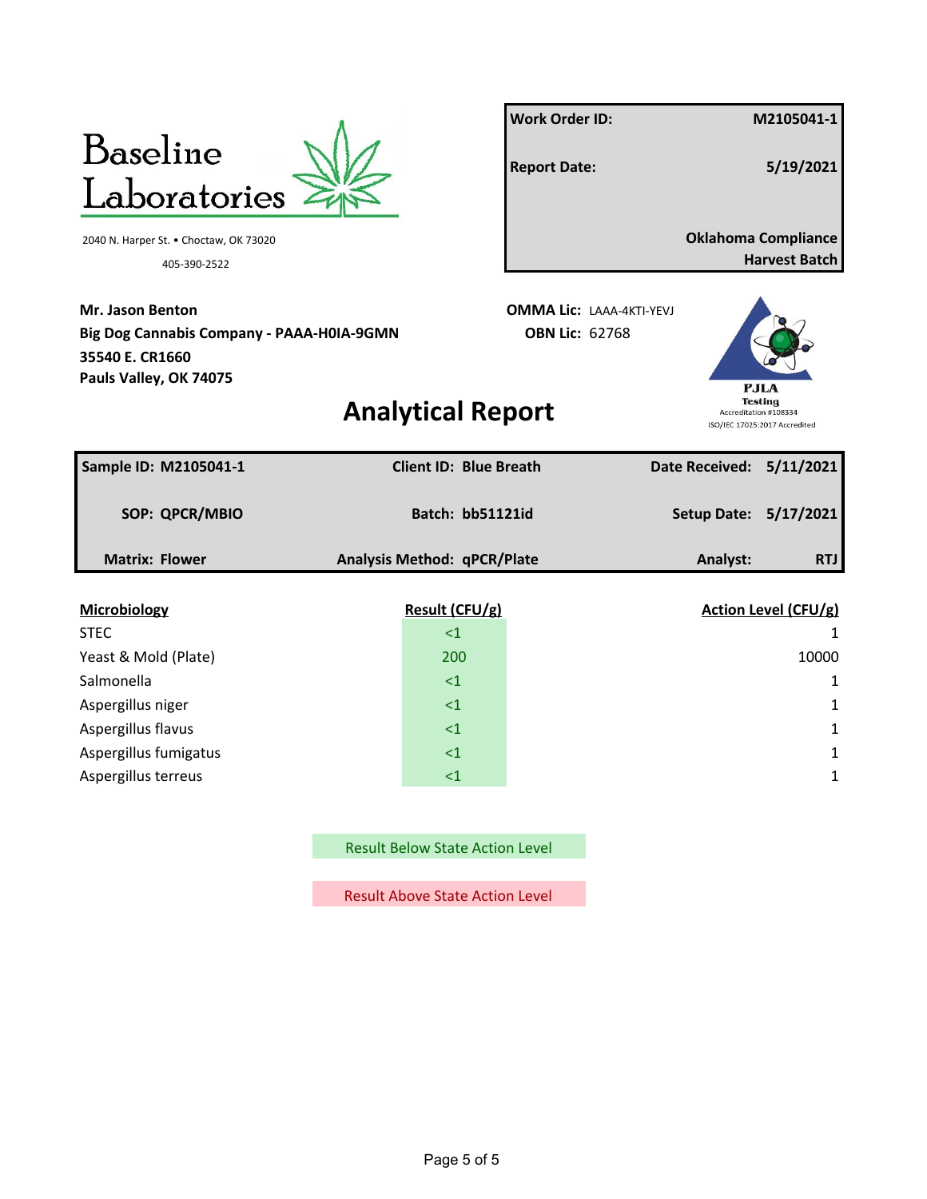Baseline Laboratories

2040 N. Harper St. • Choctaw, OK 73020

405-390-2522

| | |
|---|---|
| **Work Order ID:** | **M2105041-1** |
| **Report Date:** | **5/19/2021** |
| | **Oklahoma Compliance Harvest Batch** |

**Mr. Jason Benton**
**Big Dog Cannabis Company - PAAA-H0IA-9GMN**
**35540 E. CR1660**
**Pauls Valley, OK 74075**

**OMMA Lic:** LAAA-4KTI-YEVJ
**OBN Lic:** 62768

PJLA Testing
Accreditation #108334
ISO/IEC 17025:2017 Accredited

# Analytical Report

| | | |
|---|---|---|
| **Sample ID: M2105041-1** | **Client ID: Blue Breath** | **Date Received: 5/11/2021** |
| **SOP: QPCR/MBIO** | **Batch: bb51121id** | **Setup Date: 5/17/2021** |
| **Matrix: Flower** | **Analysis Method: qPCR/Plate** | **Analyst: RTJ** |

| Microbiology | Result (CFU/g) | Action Level (CFU/g) |
|---|---|---|
| STEC | <1 | 1 |
| Yeast & Mold (Plate) | 200 | 10000 |
| Salmonella | <1 | 1 |
| Aspergillus niger | <1 | 1 |
| Aspergillus flavus | <1 | 1 |
| Aspergillus fumigatus | <1 | 1 |
| Aspergillus terreus | <1 | 1 |

Result Below State Action Level

Result Above State Action Level